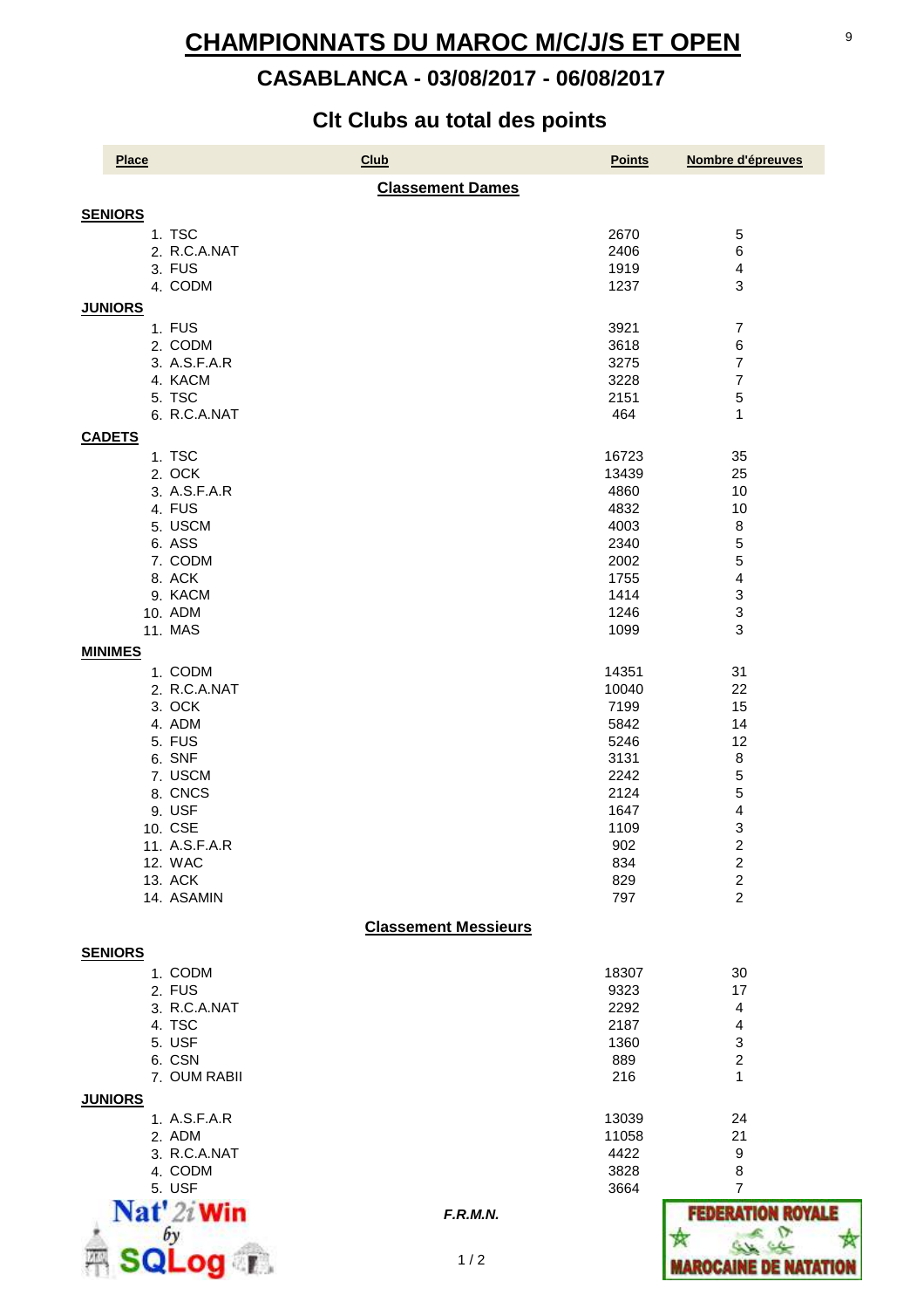# CHAMPIONNATS DU MAROC M/C/J/S ET OPEN

## CASABLANCA - 03/08/2017 - 06/08/2017

### Clt Clubs au total des points

| Place | Club | Points | Nombre d'épreuves |
|---|---|---|---|
| | **Classement Dames** | | |
| **SENIORS** | | | |
| 1. | TSC | 2670 | 5 |
| 2. | R.C.A.NAT | 2406 | 6 |
| 3. | FUS | 1919 | 4 |
| 4. | CODM | 1237 | 3 |
| **JUNIORS** | | | |
| 1. | FUS | 3921 | 7 |
| 2. | CODM | 3618 | 6 |
| 3. | A.S.F.A.R | 3275 | 7 |
| 4. | KACM | 3228 | 7 |
| 5. | TSC | 2151 | 5 |
| 6. | R.C.A.NAT | 464 | 1 |
| **CADETS** | | | |
| 1. | TSC | 16723 | 35 |
| 2. | OCK | 13439 | 25 |
| 3. | A.S.F.A.R | 4860 | 10 |
| 4. | FUS | 4832 | 10 |
| 5. | USCM | 4003 | 8 |
| 6. | ASS | 2340 | 5 |
| 7. | CODM | 2002 | 5 |
| 8. | ACK | 1755 | 4 |
| 9. | KACM | 1414 | 3 |
| 10. | ADM | 1246 | 3 |
| 11. | MAS | 1099 | 3 |
| **MINIMES** | | | |
| 1. | CODM | 14351 | 31 |
| 2. | R.C.A.NAT | 10040 | 22 |
| 3. | OCK | 7199 | 15 |
| 4. | ADM | 5842 | 14 |
| 5. | FUS | 5246 | 12 |
| 6. | SNF | 3131 | 8 |
| 7. | USCM | 2242 | 5 |
| 8. | CNCS | 2124 | 5 |
| 9. | USF | 1647 | 4 |
| 10. | CSE | 1109 | 3 |
| 11. | A.S.F.A.R | 902 | 2 |
| 12. | WAC | 834 | 2 |
| 13. | ACK | 829 | 2 |
| 14. | ASAMIN | 797 | 2 |
| | **Classement Messieurs** | | |
| **SENIORS** | | | |
| 1. | CODM | 18307 | 30 |
| 2. | FUS | 9323 | 17 |
| 3. | R.C.A.NAT | 2292 | 4 |
| 4. | TSC | 2187 | 4 |
| 5. | USF | 1360 | 3 |
| 6. | CSN | 889 | 2 |
| 7. | OUM RABII | 216 | 1 |
| **JUNIORS** | | | |
| 1. | A.S.F.A.R | 13039 | 24 |
| 2. | ADM | 11058 | 21 |
| 3. | R.C.A.NAT | 4422 | 9 |
| 4. | CODM | 3828 | 8 |
| 5. | USF | 3664 | 7 |

Nat'2i Win by SQLog

*F.R.M.N.*

FEDERATION ROYALE MAROCAINE DE NATATION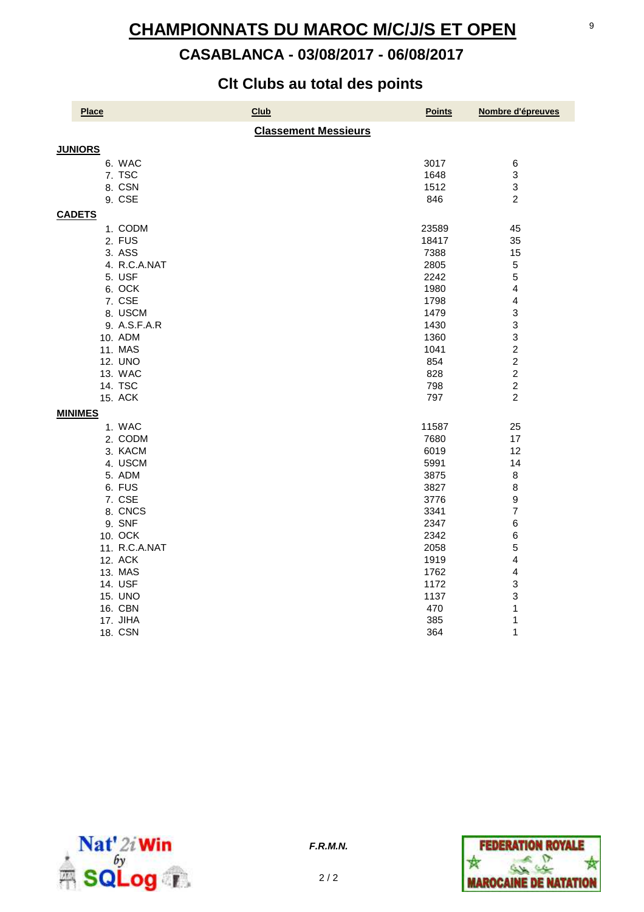# CHAMPIONNATS DU MAROC M/C/J/S ET OPEN

## CASABLANCA - 03/08/2017 - 06/08/2017

## Clt Clubs au total des points

| Place | Club | Points | Nombre d'épreuves |
|---|---|---|---|
| | **Classement Messieurs** | | |
| **JUNIORS** | | | |
| 6. | WAC | 3017 | 6 |
| 7. | TSC | 1648 | 3 |
| 8. | CSN | 1512 | 3 |
| 9. | CSE | 846 | 2 |
| **CADETS** | | | |
| 1. | CODM | 23589 | 45 |
| 2. | FUS | 18417 | 35 |
| 3. | ASS | 7388 | 15 |
| 4. | R.C.A.NAT | 2805 | 5 |
| 5. | USF | 2242 | 5 |
| 6. | OCK | 1980 | 4 |
| 7. | CSE | 1798 | 4 |
| 8. | USCM | 1479 | 3 |
| 9. | A.S.F.A.R | 1430 | 3 |
| 10. | ADM | 1360 | 3 |
| 11. | MAS | 1041 | 2 |
| 12. | UNO | 854 | 2 |
| 13. | WAC | 828 | 2 |
| 14. | TSC | 798 | 2 |
| 15. | ACK | 797 | 2 |
| **MINIMES** | | | |
| 1. | WAC | 11587 | 25 |
| 2. | CODM | 7680 | 17 |
| 3. | KACM | 6019 | 12 |
| 4. | USCM | 5991 | 14 |
| 5. | ADM | 3875 | 8 |
| 6. | FUS | 3827 | 8 |
| 7. | CSE | 3776 | 9 |
| 8. | CNCS | 3341 | 7 |
| 9. | SNF | 2347 | 6 |
| 10. | OCK | 2342 | 6 |
| 11. | R.C.A.NAT | 2058 | 5 |
| 12. | ACK | 1919 | 4 |
| 13. | MAS | 1762 | 4 |
| 14. | USF | 1172 | 3 |
| 15. | UNO | 1137 | 3 |
| 16. | CBN | 470 | 1 |
| 17. | JIHA | 385 | 1 |
| 18. | CSN | 364 | 1 |

*F.R.M.N.*